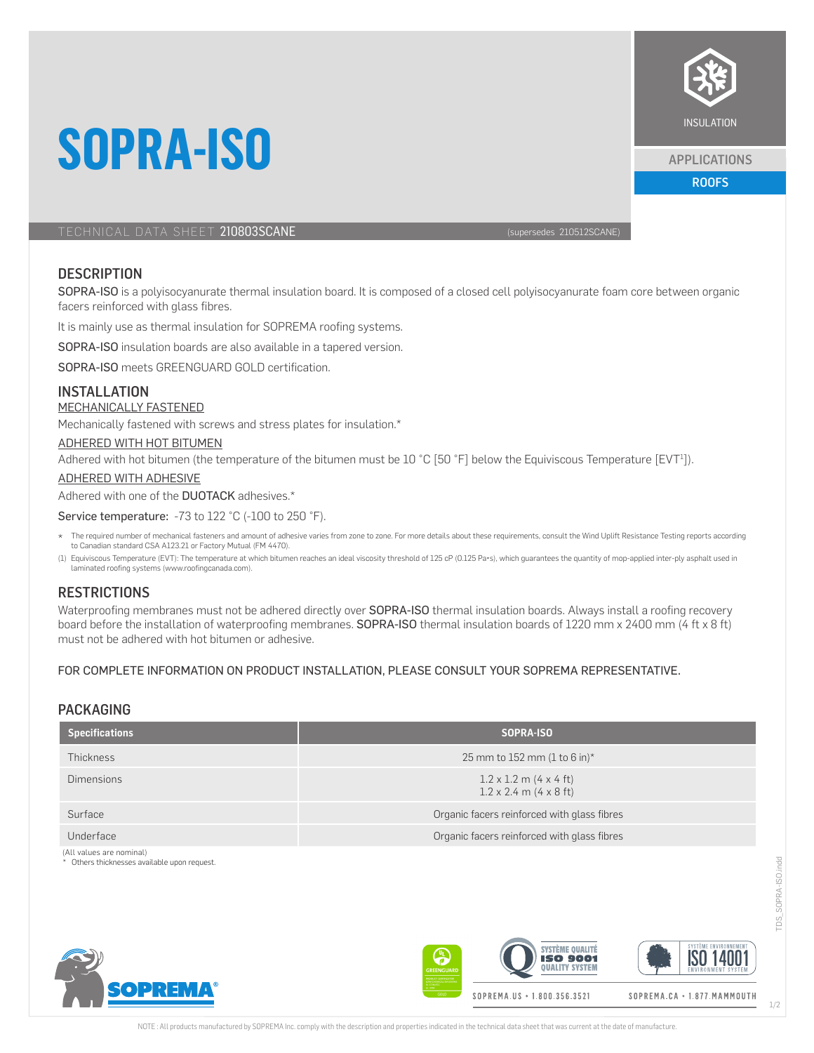# SOPRA-ISO

INSULATION

APPLICATIONS

ROOFS

TECHNICAL DATA SHEET **210803SCANE** (supersedes 210512SCANE)

## DESCRIPTION

SOPRA-ISO is a polyisocyanurate thermal insulation board. It is composed of a closed cell polyisocyanurate foam core between organic facers reinforced with glass fibres.

It is mainly use as thermal insulation for SOPREMA roofing systems.

SOPRA-ISO insulation boards are also available in a tapered version.

SOPRA-ISO meets GREENGUARD GOLD certification.

## INSTALLATION

### MECHANICALLY FASTENED

Mechanically fastened with screws and stress plates for insulation.*

### ADHERED WITH HOT BITUMEN

Adhered with hot bitumen (the temperature of the bitumen must be 10 °C [50 °F] below the Equiviscous Temperature [EVT[1]]).

### ADHERED WITH ADHESIVE

Adhered with one of the DUOTACK adhesives.*

Service temperature: -73 to 122 °C (-100 to 250 °F).

\* The required number of mechanical fasteners and amount of adhesive varies from zone to zone. For more details about these requirements, consult the Wind Uplift Resistance Testing reports according to Canadian standard CSA A123.21 or Factory Mutual (FM 4470).

(1) Equiviscous Temperature (EVT): The temperature at which bitumen reaches an ideal viscosity threshold of 125 cP (0.125 Pa•s), which guarantees the quantity of mop-applied inter-ply asphalt used in laminated roofing systems (www.roofingcanada.com).

## RESTRICTIONS

Waterproofing membranes must not be adhered directly over SOPRA-ISO thermal insulation boards. Always install a roofing recovery board before the installation of waterproofing membranes. SOPRA-ISO thermal insulation boards of 1220 mm x 2400 mm (4 ft x 8 ft) must not be adhered with hot bitumen or adhesive.

FOR COMPLETE INFORMATION ON PRODUCT INSTALLATION, PLEASE CONSULT YOUR SOPREMA REPRESENTATIVE.

## PACKAGING

| Specifications | SOPRA-ISO |
|---|---|
| Thickness | 25 mm to 152 mm (1 to 6 in)* |
| Dimensions | 1.2 x 1.2 m (4 x 4 ft)<br>1.2 x 2.4 m (4 x 8 ft) |
| Surface | Organic facers reinforced with glass fibres |
| Underface | Organic facers reinforced with glass fibres |

(All values are nominal)

\* Others thicknesses available upon request.

SOPREMA.US • 1.800.356.3521

SOPREMA.CA • 1.877.MAMMOUTH

NOTE : All products manufactured by SOPREMA Inc. comply with the description and properties indicated in the technical data sheet that was current at the date of manufacture.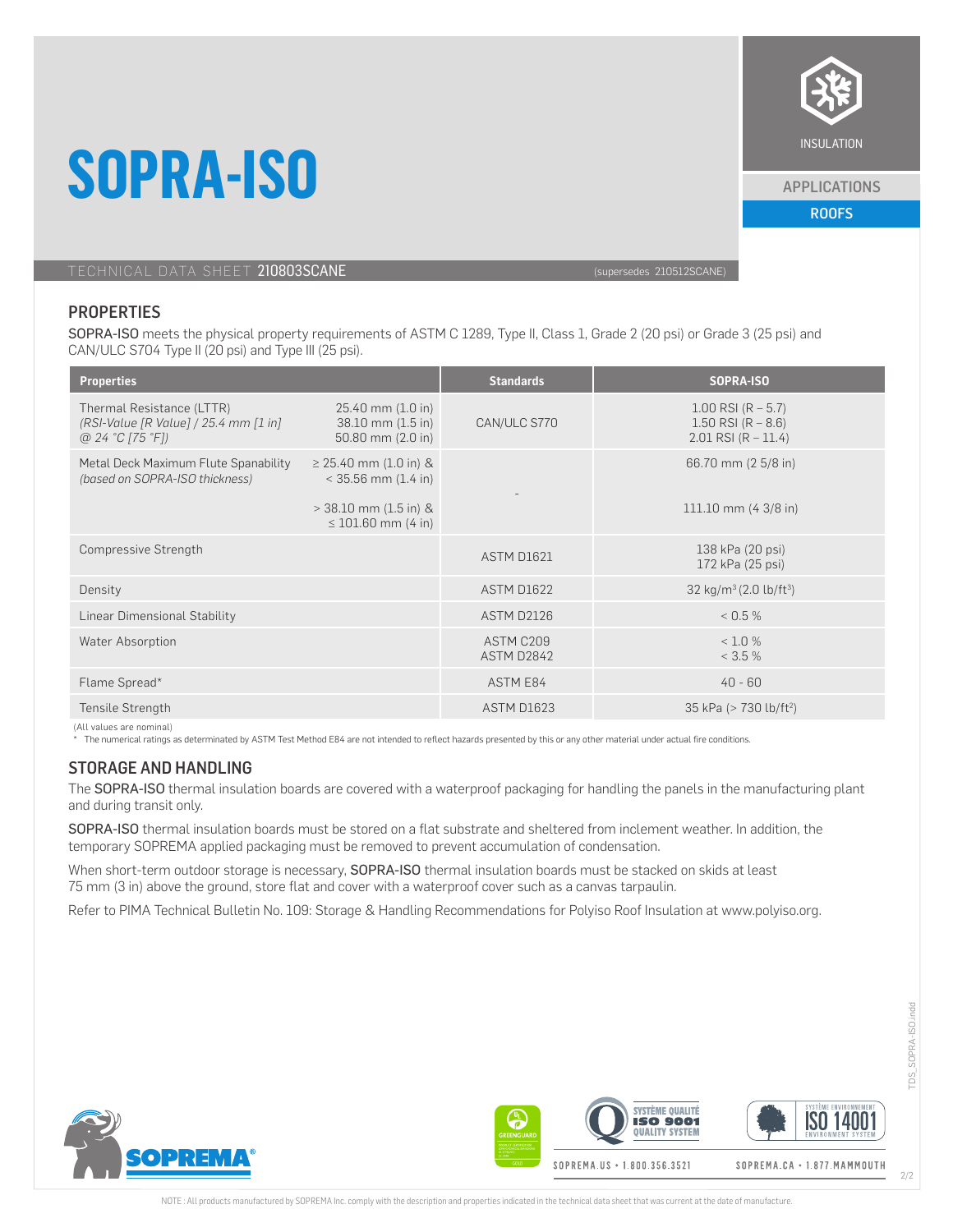# SOPRA-ISO

INSULATION

APPLICATIONS

ROOFS

TECHNICAL DATA SHEET **210803SCANE** (supersedes 210512SCANE)

## PROPERTIES

**SOPRA-ISO** meets the physical property requirements of ASTM C 1289, Type II, Class 1, Grade 2 (20 psi) or Grade 3 (25 psi) and CAN/ULC S704 Type II (20 psi) and Type III (25 psi).

| Properties | | Standards | SOPRA-ISO |
|---|---|---|---|
| Thermal Resistance (LTTR) *(RSI-Value [R Value] / 25.4 mm [1 in] @ 24 °C [75 °F])* | 25.40 mm (1.0 in)<br>38.10 mm (1.5 in)<br>50.80 mm (2.0 in) | CAN/ULC S770 | 1.00 RSI (R – 5.7)<br>1.50 RSI (R – 8.6)<br>2.01 RSI (R – 11.4) |
| Metal Deck Maximum Flute Spanability *(based on SOPRA-ISO thickness)* | ≥ 25.40 mm (1.0 in) & < 35.56 mm (1.4 in) | - | 66.70 mm (2 5/8 in) |
| | > 38.10 mm (1.5 in) & ≤ 101.60 mm (4 in) | | 111.10 mm (4 3/8 in) |
| Compressive Strength | | ASTM D1621 | 138 kPa (20 psi)<br>172 kPa (25 psi) |
| Density | | ASTM D1622 | 32 kg/m³ (2.0 lb/ft³) |
| Linear Dimensional Stability | | ASTM D2126 | < 0.5 % |
| Water Absorption | | ASTM C209<br>ASTM D2842 | < 1.0 %<br>< 3.5 % |
| Flame Spread* | | ASTM E84 | 40 - 60 |
| Tensile Strength | | ASTM D1623 | 35 kPa (> 730 lb/ft²) |

(All values are nominal)

\* The numerical ratings as determinated by ASTM Test Method E84 are not intended to reflect hazards presented by this or any other material under actual fire conditions.

## STORAGE AND HANDLING

The **SOPRA-ISO** thermal insulation boards are covered with a waterproof packaging for handling the panels in the manufacturing plant and during transit only.

**SOPRA-ISO** thermal insulation boards must be stored on a flat substrate and sheltered from inclement weather. In addition, the temporary SOPREMA applied packaging must be removed to prevent accumulation of condensation.

When short-term outdoor storage is necessary, **SOPRA-ISO** thermal insulation boards must be stacked on skids at least 75 mm (3 in) above the ground, store flat and cover with a waterproof cover such as a canvas tarpaulin.

Refer to PIMA Technical Bulletin No. 109: Storage & Handling Recommendations for Polyiso Roof Insulation at www.polyiso.org.

SOPREMA.US • 1.800.356.3521 SOPREMA.CA • 1.877.MAMMOUTH

NOTE : All products manufactured by SOPREMA Inc. comply with the description and properties indicated in the technical data sheet that was current at the date of manufacture.